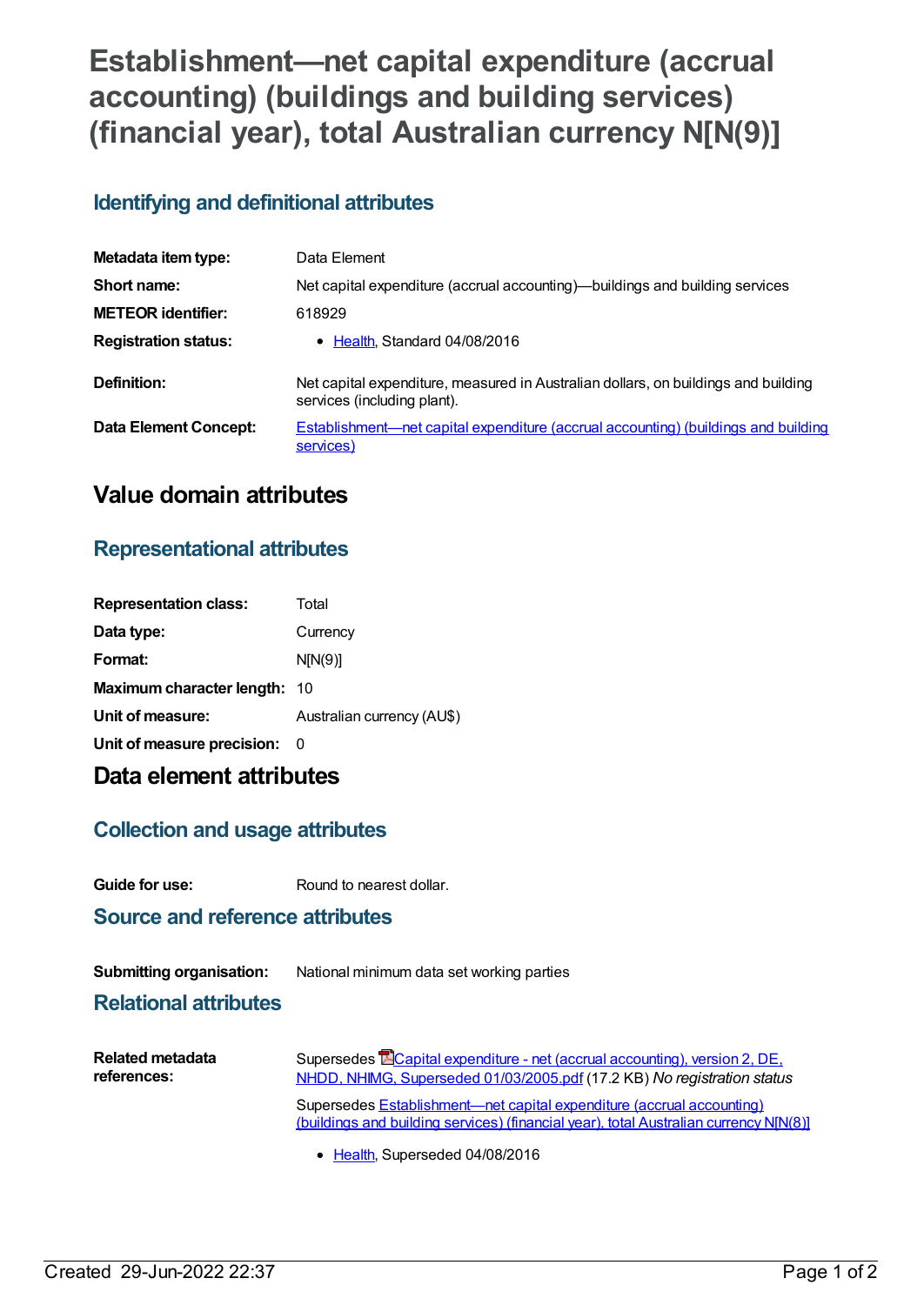# Establishment—net capital expenditure (accrual accounting) (buildings and building services) (financial year), total Australian currency N[N(9)]

## Identifying and definitional attributes

| | |
|---|---|
| **Metadata item type:** | Data Element |
| **Short name:** | Net capital expenditure (accrual accounting)—buildings and building services |
| **METEOR identifier:** | 618929 |
| **Registration status:** | • Health, Standard 04/08/2016 |
| **Definition:** | Net capital expenditure, measured in Australian dollars, on buildings and building services (including plant). |
| **Data Element Concept:** | Establishment—net capital expenditure (accrual accounting) (buildings and building services) |

# Value domain attributes

## Representational attributes

| | |
|---|---|
| **Representation class:** | Total |
| **Data type:** | Currency |
| **Format:** | N[N(9)] |
| **Maximum character length:** | 10 |
| **Unit of measure:** | Australian currency (AU$) |
| **Unit of measure precision:** | 0 |

# Data element attributes

## Collection and usage attributes

| | |
|---|---|
| **Guide for use:** | Round to nearest dollar. |

## Source and reference attributes

| | |
|---|---|
| **Submitting organisation:** | National minimum data set working parties |

## Relational attributes

| | |
|---|---|
| **Related metadata references:** | Supersedes Capital expenditure - net (accrual accounting), version 2, DE, NHDD, NHIMG, Superseded 01/03/2005.pdf (17.2 KB) *No registration status* |
| | Supersedes Establishment—net capital expenditure (accrual accounting) (buildings and building services) (financial year), total Australian currency N[N(8)] |
| | • Health, Superseded 04/08/2016 |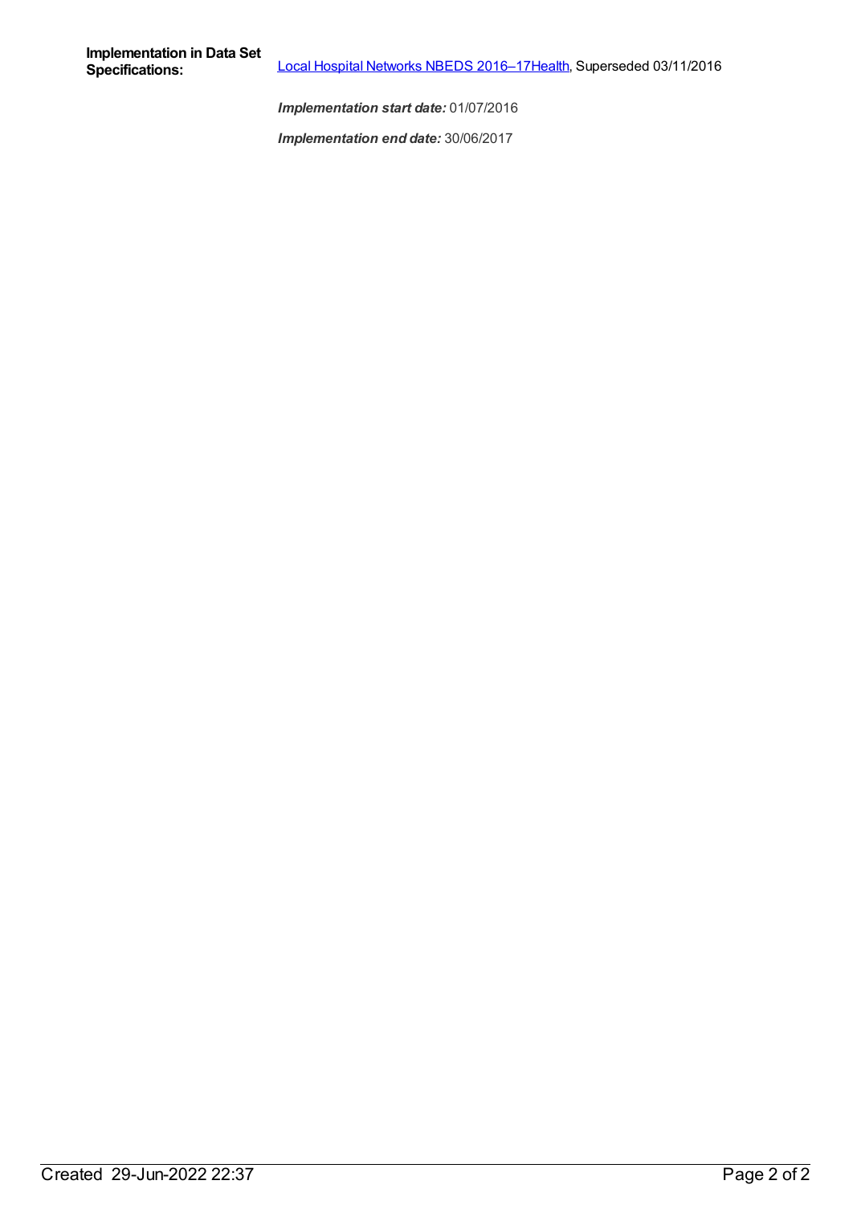**Implementation in Data Set Specifications:**

Local Hospital Networks NBEDS 2016–17Health, Superseded 03/11/2016

***Implementation start date:*** 01/07/2016

***Implementation end date:*** 30/06/2017